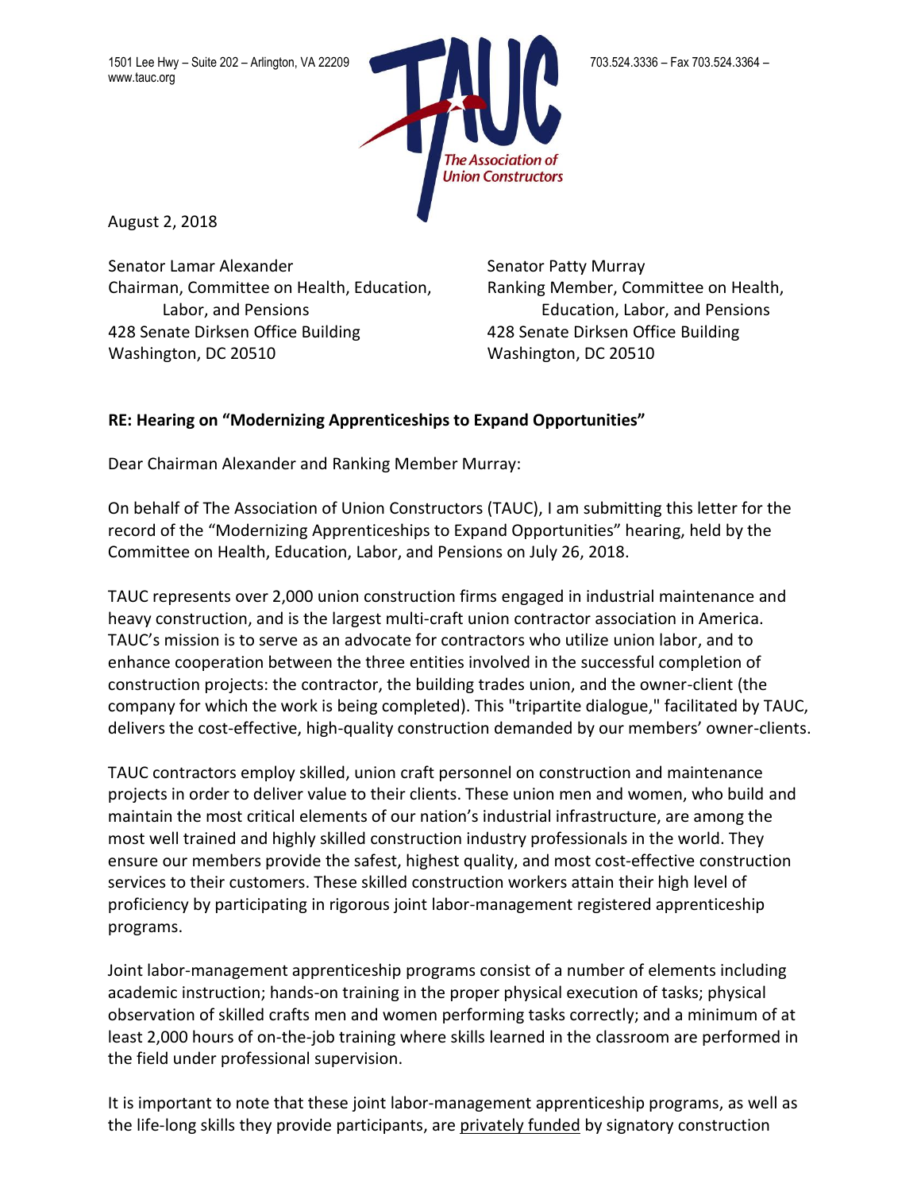1501 Lee Hwy – Suite 202 – Arlington, VA 22209
www.tauc.org

703.524.3336 – Fax 703.524.3364 –

The Association of Union Constructors

August 2, 2018

Senator Lamar Alexander
Chairman, Committee on Health, Education, Labor, and Pensions
428 Senate Dirksen Office Building
Washington, DC 20510

Senator Patty Murray
Ranking Member, Committee on Health, Education, Labor, and Pensions
428 Senate Dirksen Office Building
Washington, DC 20510

**RE: Hearing on "Modernizing Apprenticeships to Expand Opportunities"**

Dear Chairman Alexander and Ranking Member Murray:

On behalf of The Association of Union Constructors (TAUC), I am submitting this letter for the record of the "Modernizing Apprenticeships to Expand Opportunities" hearing, held by the Committee on Health, Education, Labor, and Pensions on July 26, 2018.

TAUC represents over 2,000 union construction firms engaged in industrial maintenance and heavy construction, and is the largest multi-craft union contractor association in America. TAUC's mission is to serve as an advocate for contractors who utilize union labor, and to enhance cooperation between the three entities involved in the successful completion of construction projects: the contractor, the building trades union, and the owner-client (the company for which the work is being completed). This "tripartite dialogue," facilitated by TAUC, delivers the cost-effective, high-quality construction demanded by our members' owner-clients.

TAUC contractors employ skilled, union craft personnel on construction and maintenance projects in order to deliver value to their clients. These union men and women, who build and maintain the most critical elements of our nation's industrial infrastructure, are among the most well trained and highly skilled construction industry professionals in the world. They ensure our members provide the safest, highest quality, and most cost-effective construction services to their customers. These skilled construction workers attain their high level of proficiency by participating in rigorous joint labor-management registered apprenticeship programs.

Joint labor-management apprenticeship programs consist of a number of elements including academic instruction; hands-on training in the proper physical execution of tasks; physical observation of skilled crafts men and women performing tasks correctly; and a minimum of at least 2,000 hours of on-the-job training where skills learned in the classroom are performed in the field under professional supervision.

It is important to note that these joint labor-management apprenticeship programs, as well as the life-long skills they provide participants, are privately funded by signatory construction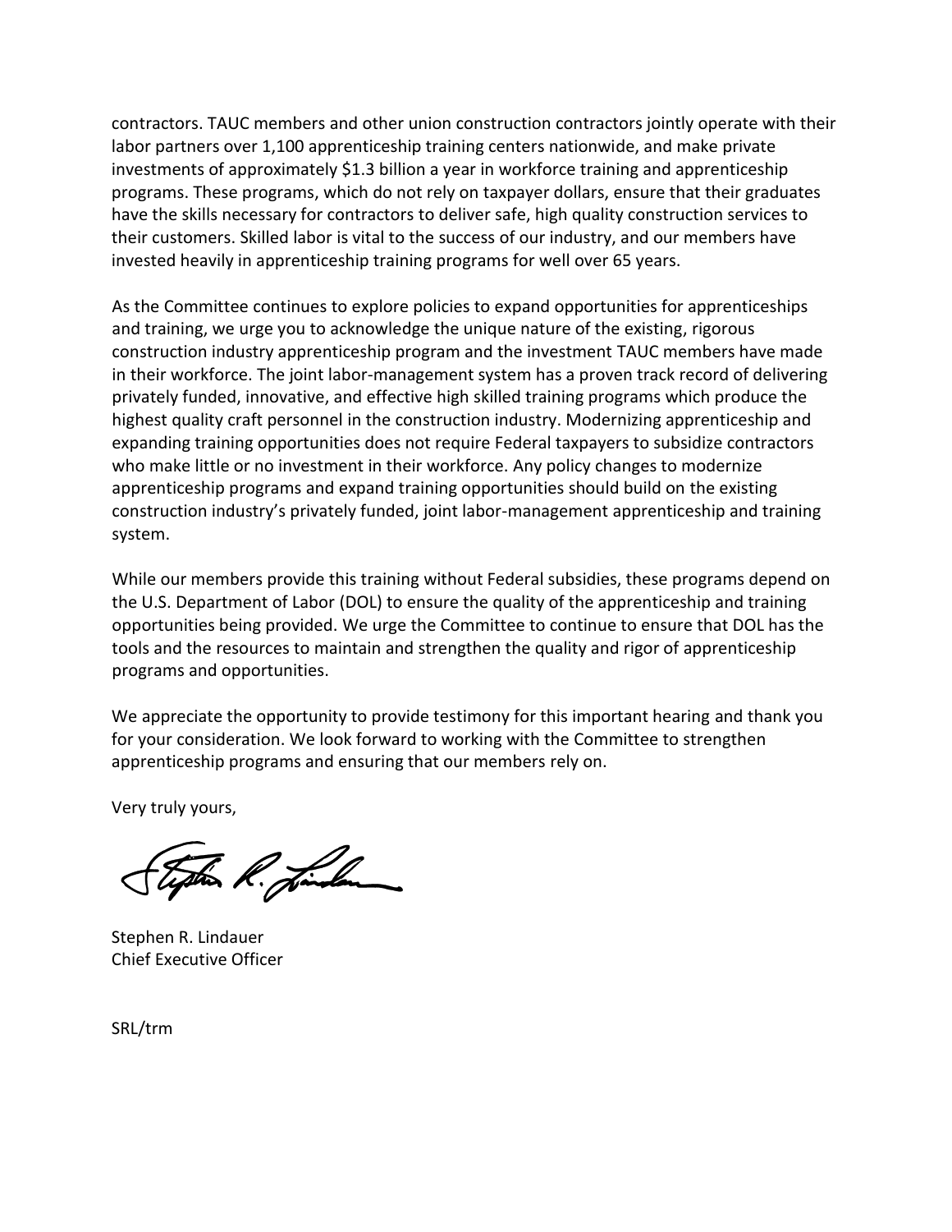contractors. TAUC members and other union construction contractors jointly operate with their labor partners over 1,100 apprenticeship training centers nationwide, and make private investments of approximately $1.3 billion a year in workforce training and apprenticeship programs. These programs, which do not rely on taxpayer dollars, ensure that their graduates have the skills necessary for contractors to deliver safe, high quality construction services to their customers. Skilled labor is vital to the success of our industry, and our members have invested heavily in apprenticeship training programs for well over 65 years.

As the Committee continues to explore policies to expand opportunities for apprenticeships and training, we urge you to acknowledge the unique nature of the existing, rigorous construction industry apprenticeship program and the investment TAUC members have made in their workforce. The joint labor-management system has a proven track record of delivering privately funded, innovative, and effective high skilled training programs which produce the highest quality craft personnel in the construction industry. Modernizing apprenticeship and expanding training opportunities does not require Federal taxpayers to subsidize contractors who make little or no investment in their workforce. Any policy changes to modernize apprenticeship programs and expand training opportunities should build on the existing construction industry's privately funded, joint labor-management apprenticeship and training system.

While our members provide this training without Federal subsidies, these programs depend on the U.S. Department of Labor (DOL) to ensure the quality of the apprenticeship and training opportunities being provided. We urge the Committee to continue to ensure that DOL has the tools and the resources to maintain and strengthen the quality and rigor of apprenticeship programs and opportunities.

We appreciate the opportunity to provide testimony for this important hearing and thank you for your consideration. We look forward to working with the Committee to strengthen apprenticeship programs and ensuring that our members rely on.

Very truly yours,

Stephen R. Lindauer
Chief Executive Officer

SRL/trm